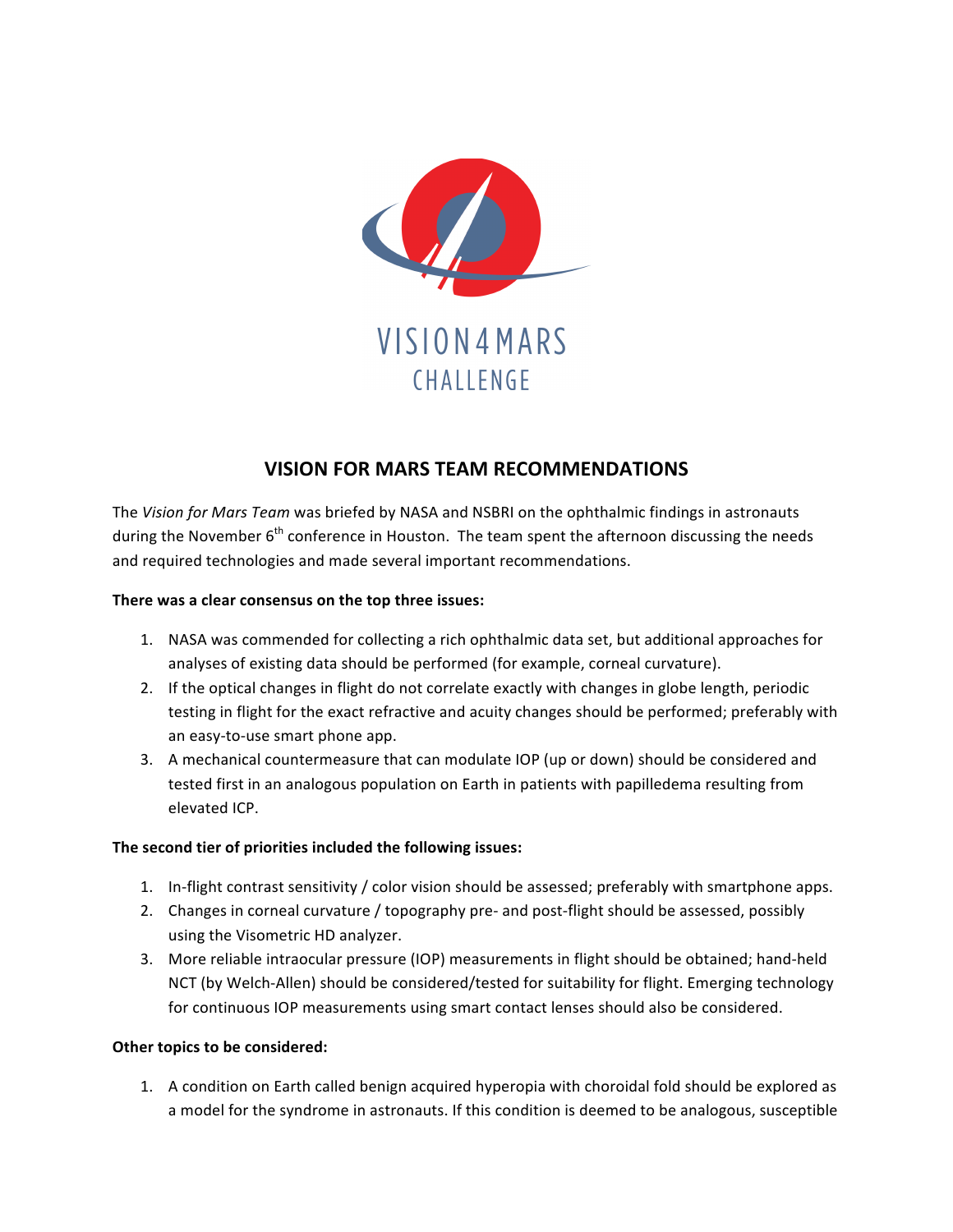VISION4MARS
CHALLENGE

## VISION FOR MARS TEAM RECOMMENDATIONS

The *Vision for Mars Team* was briefed by NASA and NSBRI on the ophthalmic findings in astronauts during the November 6th conference in Houston. The team spent the afternoon discussing the needs and required technologies and made several important recommendations.

**There was a clear consensus on the top three issues:**

1. NASA was commended for collecting a rich ophthalmic data set, but additional approaches for analyses of existing data should be performed (for example, corneal curvature).
2. If the optical changes in flight do not correlate exactly with changes in globe length, periodic testing in flight for the exact refractive and acuity changes should be performed; preferably with an easy-to-use smart phone app.
3. A mechanical countermeasure that can modulate IOP (up or down) should be considered and tested first in an analogous population on Earth in patients with papilledema resulting from elevated ICP.

**The second tier of priorities included the following issues:**

1. In-flight contrast sensitivity / color vision should be assessed; preferably with smartphone apps.
2. Changes in corneal curvature / topography pre- and post-flight should be assessed, possibly using the Visometric HD analyzer.
3. More reliable intraocular pressure (IOP) measurements in flight should be obtained; hand-held NCT (by Welch-Allen) should be considered/tested for suitability for flight. Emerging technology for continuous IOP measurements using smart contact lenses should also be considered.

**Other topics to be considered:**

1. A condition on Earth called benign acquired hyperopia with choroidal fold should be explored as a model for the syndrome in astronauts. If this condition is deemed to be analogous, susceptible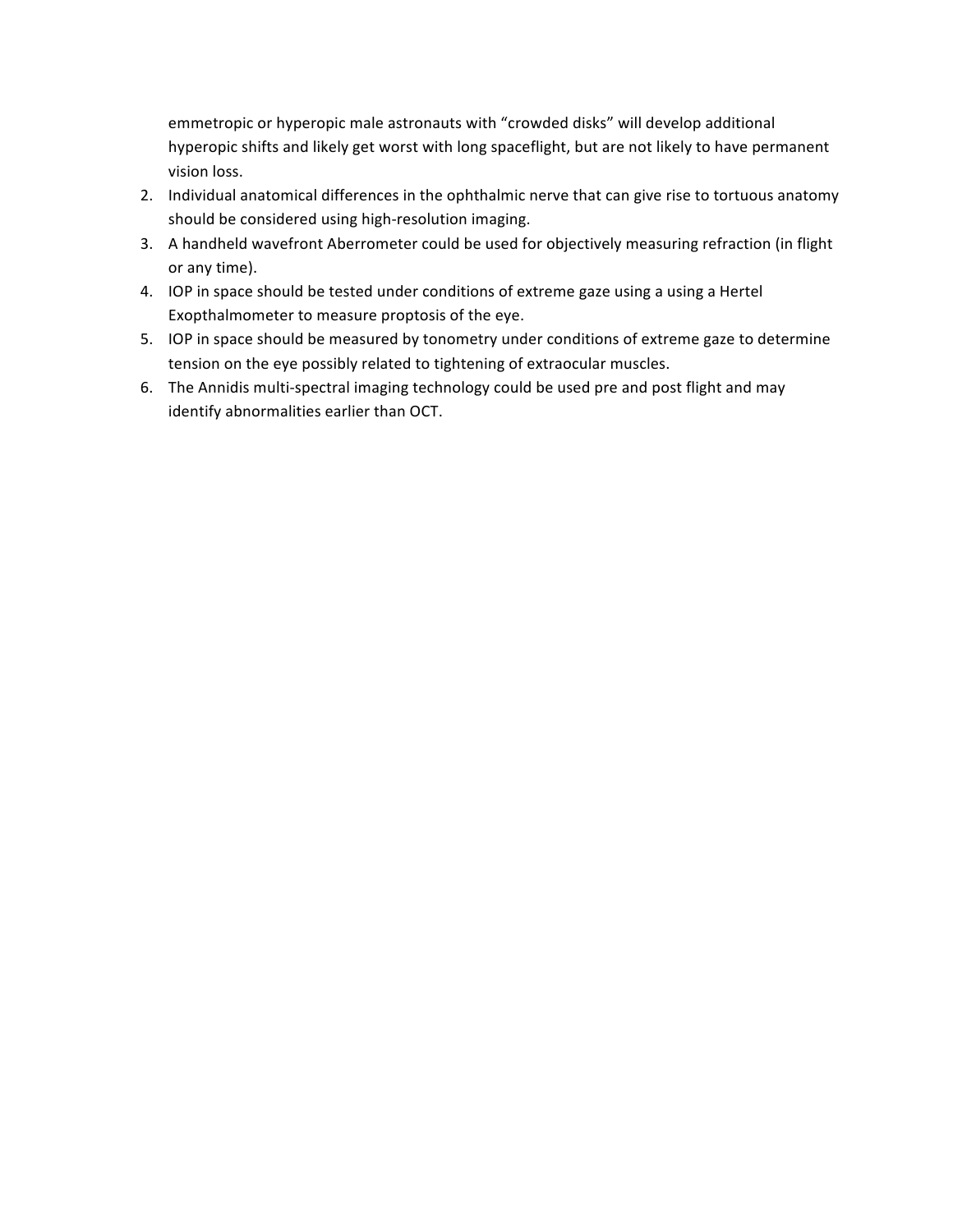emmetropic or hyperopic male astronauts with "crowded disks" will develop additional hyperopic shifts and likely get worst with long spaceflight, but are not likely to have permanent vision loss.

2. Individual anatomical differences in the ophthalmic nerve that can give rise to tortuous anatomy should be considered using high-resolution imaging.
3. A handheld wavefront Aberrometer could be used for objectively measuring refraction (in flight or any time).
4. IOP in space should be tested under conditions of extreme gaze using a using a Hertel Exopthalmometer to measure proptosis of the eye.
5. IOP in space should be measured by tonometry under conditions of extreme gaze to determine tension on the eye possibly related to tightening of extraocular muscles.
6. The Annidis multi-spectral imaging technology could be used pre and post flight and may identify abnormalities earlier than OCT.